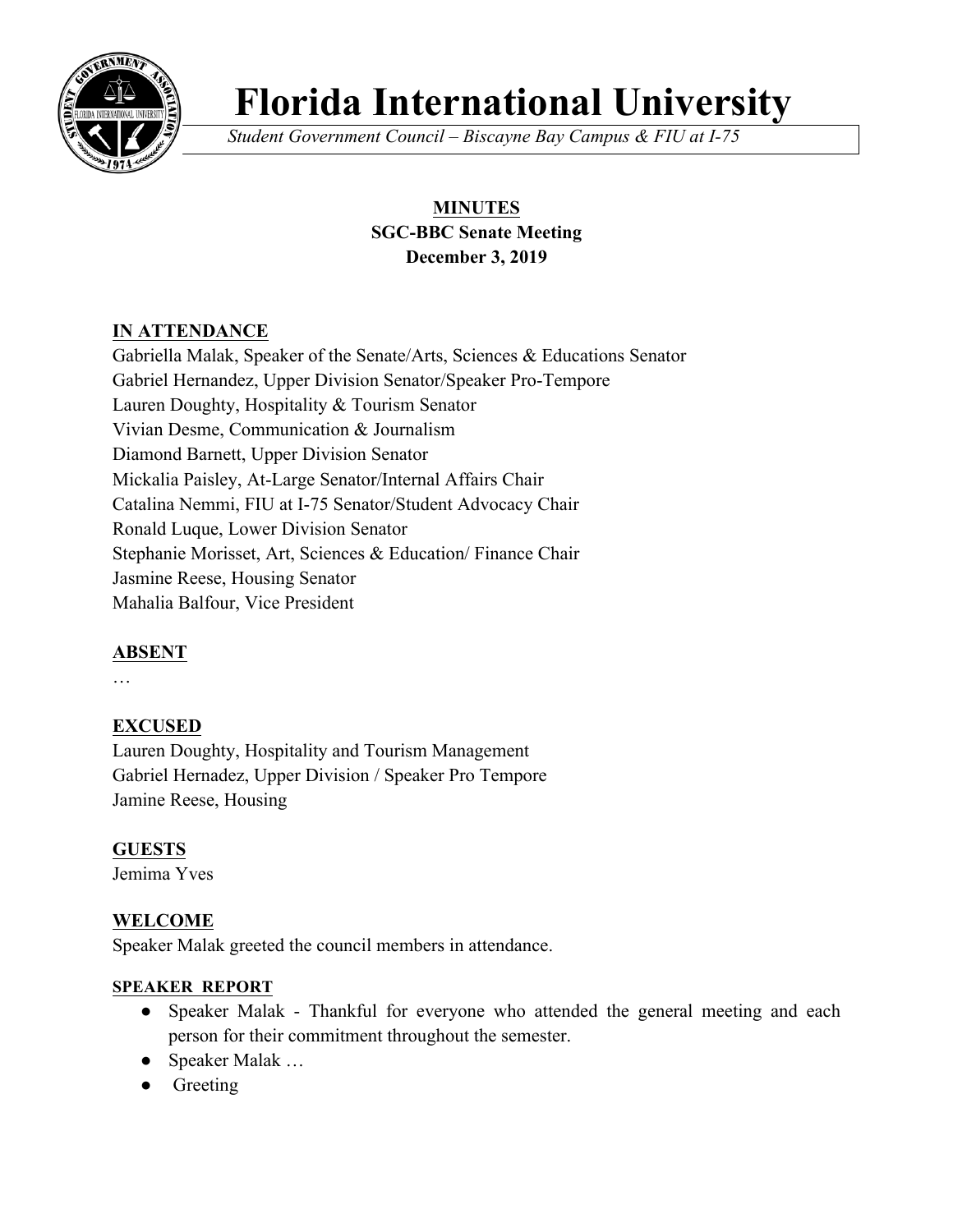# Florida International University

*Student Government Council – Biscayne Bay Campus & FIU at I-75*

**MINUTES**
**SGC-BBC Senate Meeting**
**December 3, 2019**

## IN ATTENDANCE

Gabriella Malak, Speaker of the Senate/Arts, Sciences & Educations Senator
Gabriel Hernandez, Upper Division Senator/Speaker Pro-Tempore
Lauren Doughty, Hospitality & Tourism Senator
Vivian Desme, Communication & Journalism
Diamond Barnett, Upper Division Senator
Mickalia Paisley, At-Large Senator/Internal Affairs Chair
Catalina Nemmi, FIU at I-75 Senator/Student Advocacy Chair
Ronald Luque, Lower Division Senator
Stephanie Morisset, Art, Sciences & Education/ Finance Chair
Jasmine Reese, Housing Senator
Mahalia Balfour, Vice President

## ABSENT

…

## EXCUSED

Lauren Doughty, Hospitality and Tourism Management
Gabriel Hernadez, Upper Division / Speaker Pro Tempore
Jamine Reese, Housing

## GUESTS

Jemima Yves

## WELCOME

Speaker Malak greeted the council members in attendance.

### SPEAKER REPORT

- Speaker Malak - Thankful for everyone who attended the general meeting and each person for their commitment throughout the semester.
- Speaker Malak …
- Greeting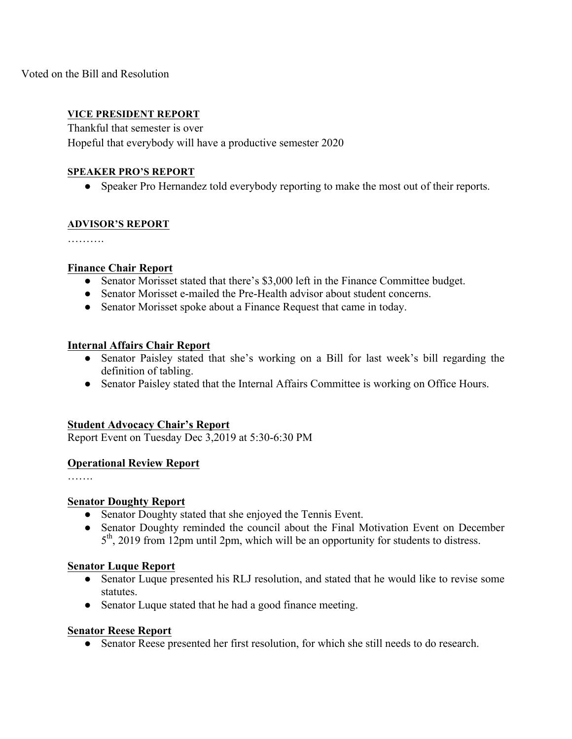Voted on the Bill and Resolution

**VICE PRESIDENT REPORT**

Thankful that semester is over

Hopeful that everybody will have a productive semester 2020

**SPEAKER PRO'S REPORT**

- Speaker Pro Hernandez told everybody reporting to make the most out of their reports.

**ADVISOR'S REPORT**

……….

**Finance Chair Report**

- Senator Morisset stated that there's $3,000 left in the Finance Committee budget.
- Senator Morisset e-mailed the Pre-Health advisor about student concerns.
- Senator Morisset spoke about a Finance Request that came in today.

**Internal Affairs Chair Report**

- Senator Paisley stated that she's working on a Bill for last week's bill regarding the definition of tabling.
- Senator Paisley stated that the Internal Affairs Committee is working on Office Hours.

**Student Advocacy Chair's Report**

Report Event on Tuesday Dec 3,2019 at 5:30-6:30 PM

**Operational Review Report**

…….

**Senator Doughty Report**

- Senator Doughty stated that she enjoyed the Tennis Event.
- Senator Doughty reminded the council about the Final Motivation Event on December 5th, 2019 from 12pm until 2pm, which will be an opportunity for students to distress.

**Senator Luque Report**

- Senator Luque presented his RLJ resolution, and stated that he would like to revise some statutes.
- Senator Luque stated that he had a good finance meeting.

**Senator Reese Report**

- Senator Reese presented her first resolution, for which she still needs to do research.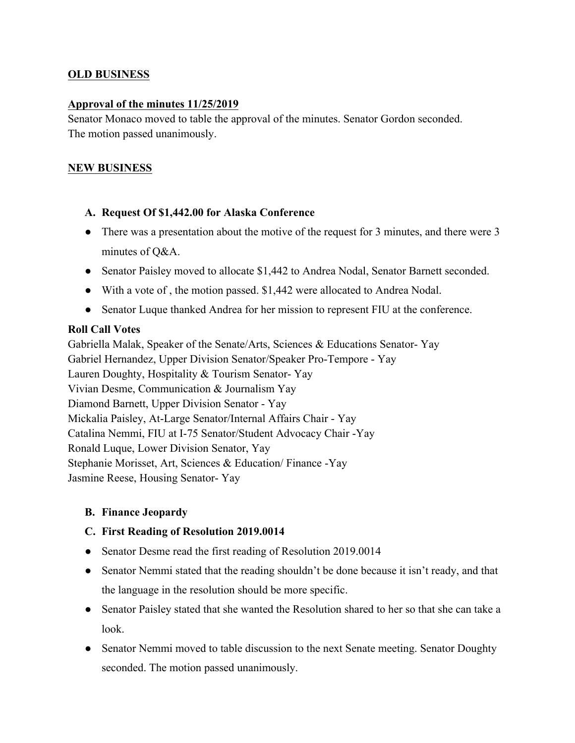**OLD BUSINESS**

**Approval of the minutes 11/25/2019**

Senator Monaco moved to table the approval of the minutes. Senator Gordon seconded. The motion passed unanimously.

**NEW BUSINESS**

**A. Request Of $1,442.00 for Alaska Conference**

- There was a presentation about the motive of the request for 3 minutes, and there were 3 minutes of Q&A.
- Senator Paisley moved to allocate $1,442 to Andrea Nodal, Senator Barnett seconded.
- With a vote of , the motion passed. $1,442 were allocated to Andrea Nodal.
- Senator Luque thanked Andrea for her mission to represent FIU at the conference.

**Roll Call Votes**

Gabriella Malak, Speaker of the Senate/Arts, Sciences & Educations Senator- Yay
Gabriel Hernandez, Upper Division Senator/Speaker Pro-Tempore - Yay
Lauren Doughty, Hospitality & Tourism Senator- Yay
Vivian Desme, Communication & Journalism Yay
Diamond Barnett, Upper Division Senator - Yay
Mickalia Paisley, At-Large Senator/Internal Affairs Chair - Yay
Catalina Nemmi, FIU at I-75 Senator/Student Advocacy Chair -Yay
Ronald Luque, Lower Division Senator, Yay
Stephanie Morisset, Art, Sciences & Education/ Finance -Yay
Jasmine Reese, Housing Senator- Yay

**B. Finance Jeopardy**

**C. First Reading of Resolution 2019.0014**

- Senator Desme read the first reading of Resolution 2019.0014
- Senator Nemmi stated that the reading shouldn't be done because it isn't ready, and that the language in the resolution should be more specific.
- Senator Paisley stated that she wanted the Resolution shared to her so that she can take a look.
- Senator Nemmi moved to table discussion to the next Senate meeting. Senator Doughty seconded. The motion passed unanimously.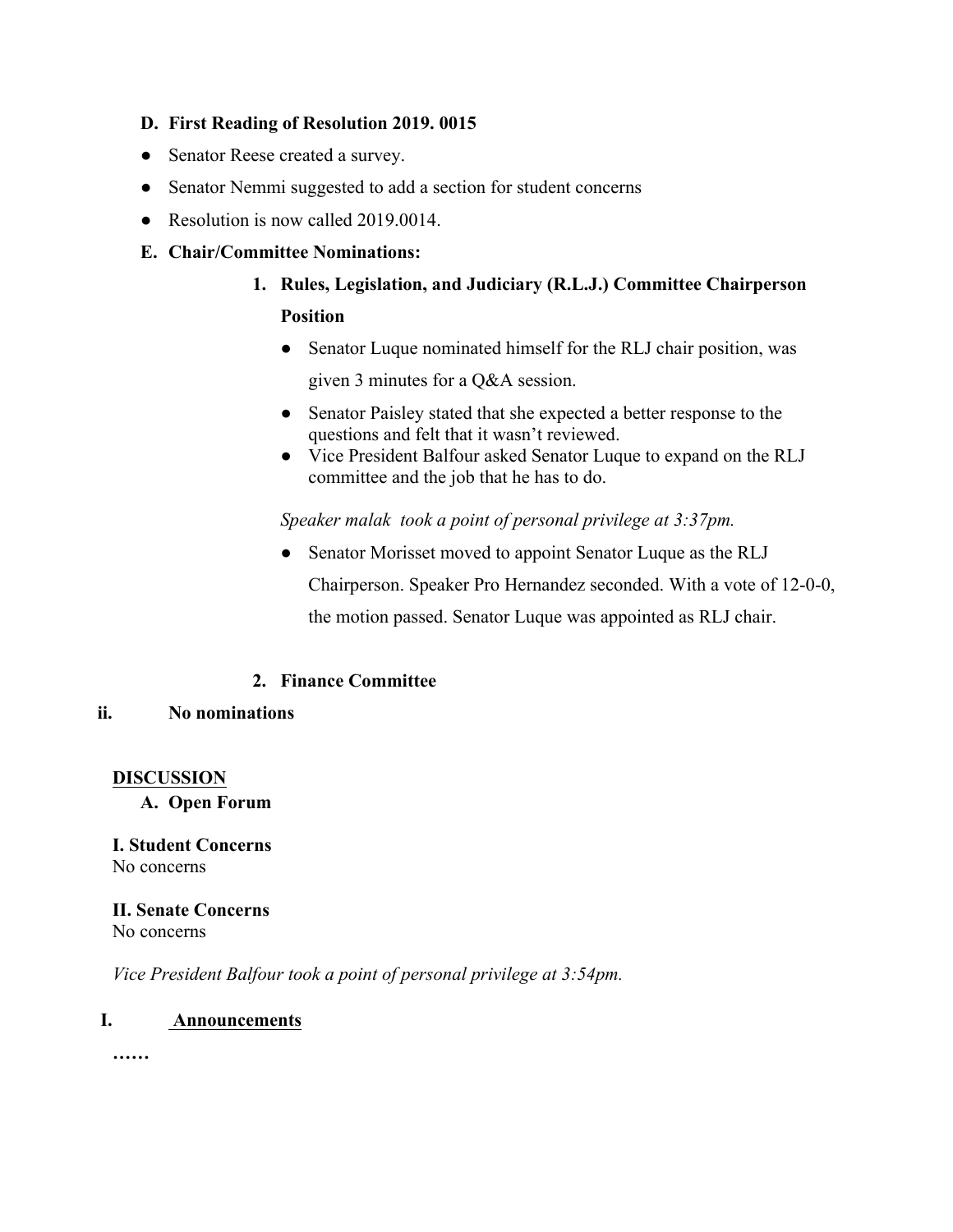**D. First Reading of Resolution 2019. 0015**

- Senator Reese created a survey.
- Senator Nemmi suggested to add a section for student concerns
- Resolution is now called 2019.0014.

**E. Chair/Committee Nominations:**

**1. Rules, Legislation, and Judiciary (R.L.J.) Committee Chairperson Position**

- Senator Luque nominated himself for the RLJ chair position, was given 3 minutes for a Q&A session.
- Senator Paisley stated that she expected a better response to the questions and felt that it wasn't reviewed.
- Vice President Balfour asked Senator Luque to expand on the RLJ committee and the job that he has to do.

*Speaker malak took a point of personal privilege at 3:37pm.*

- Senator Morisset moved to appoint Senator Luque as the RLJ Chairperson. Speaker Pro Hernandez seconded. With a vote of 12-0-0, the motion passed. Senator Luque was appointed as RLJ chair.

**2. Finance Committee**

**ii. No nominations**

**DISCUSSION**

**A. Open Forum**

**I. Student Concerns**
No concerns

**II. Senate Concerns**
No concerns

*Vice President Balfour took a point of personal privilege at 3:54pm.*

**I. Announcements**

**……**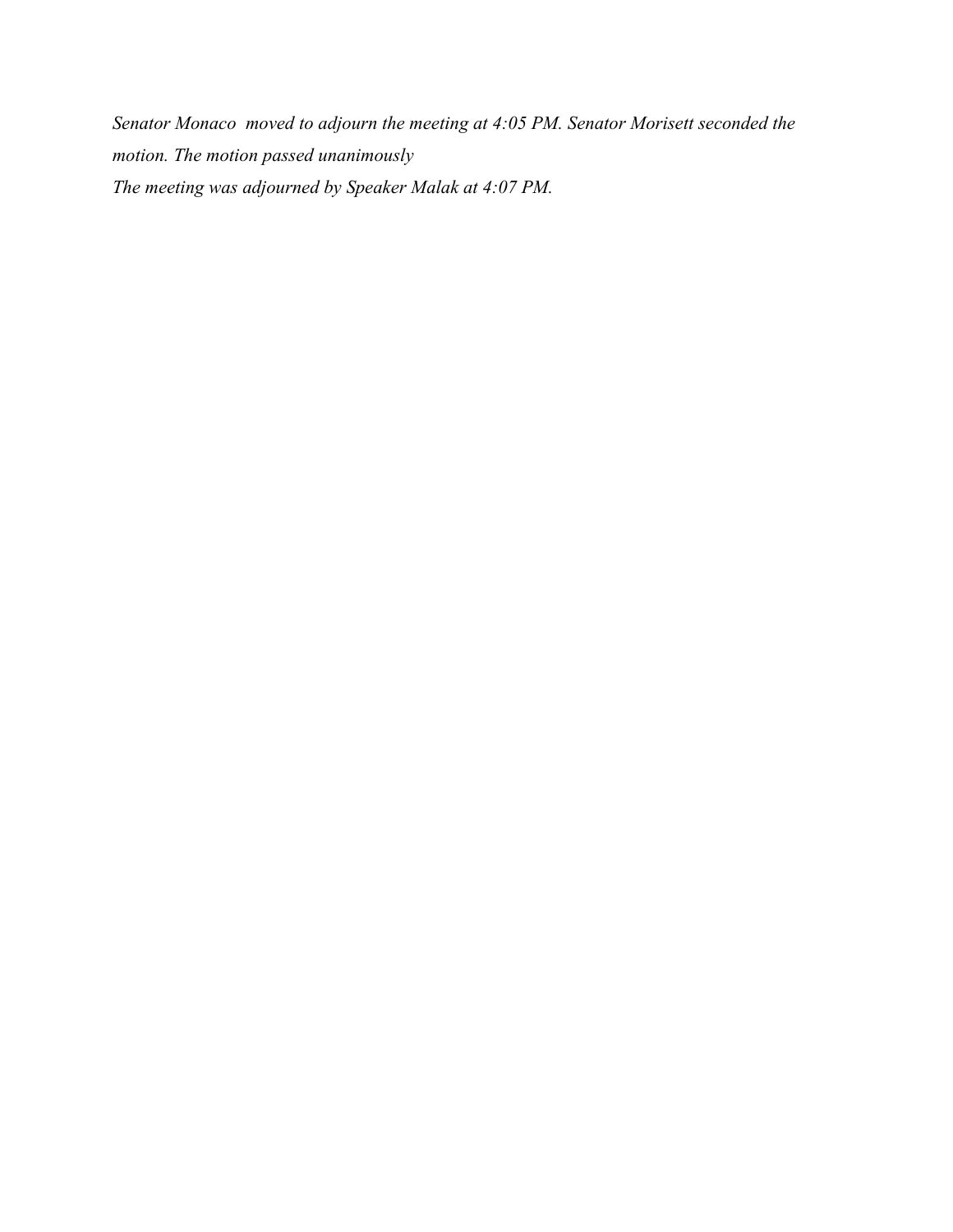*Senator Monaco moved to adjourn the meeting at 4:05 PM. Senator Morisett seconded the motion. The motion passed unanimously*

*The meeting was adjourned by Speaker Malak at 4:07 PM.*